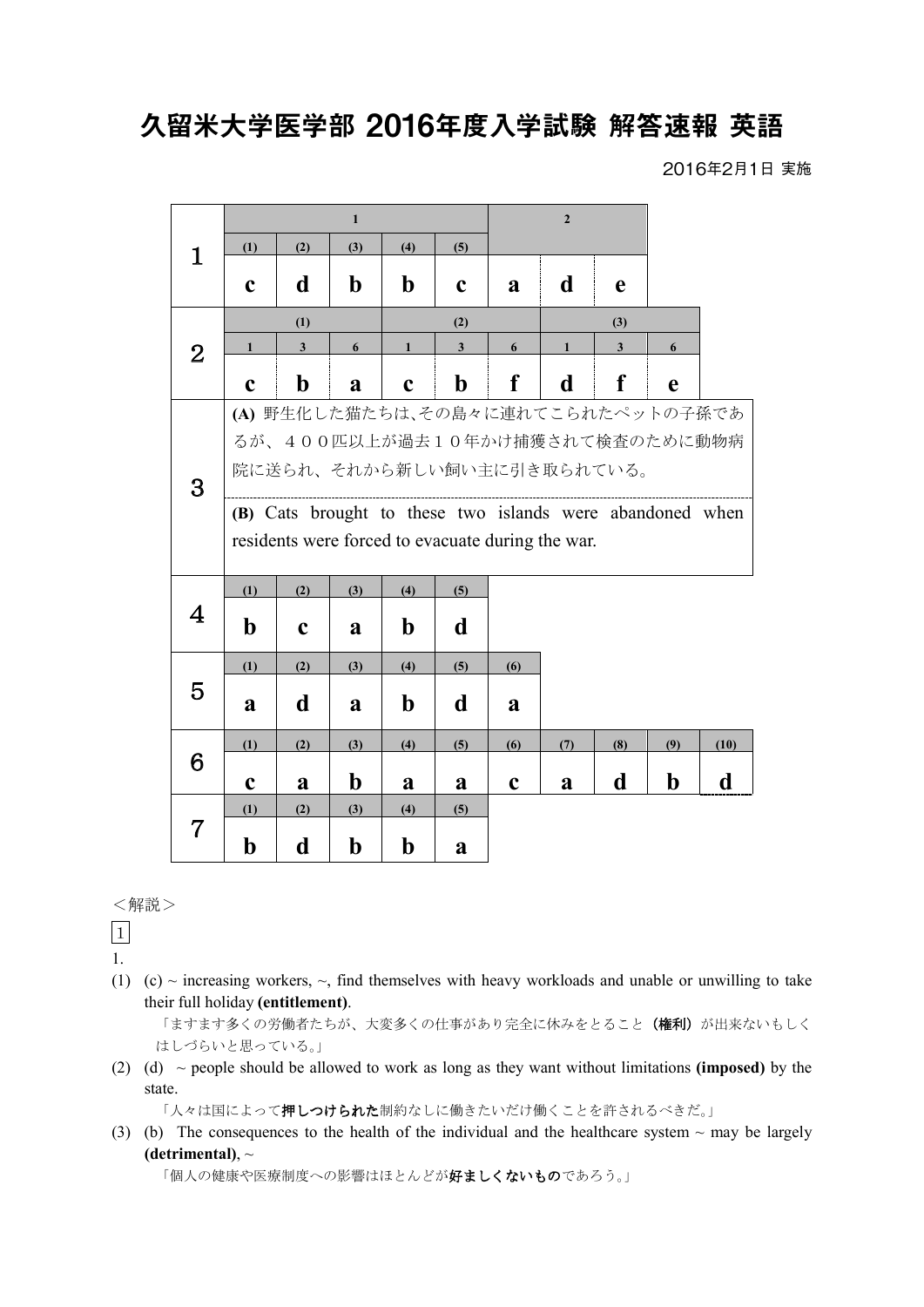# 久留米大学医学部 2016年度入学試験 解答速報 英語

2016年2月1日 実施

**1**

| 1 | | | | | 2 | | |
|---|---|---|---|---|---|---|---|
| (1) | (2) | (3) | (4) | (5) | | | |
| c | d | b | b | c | a | d | e |

**2**

| (1) | | | (2) | | | (3) | | |
|---|---|---|---|---|---|---|---|---|
| 1 | 3 | 6 | 1 | 3 | 6 | 1 | 3 | 6 |
| c | b | a | c | b | f | d | f | e |

**3**

**(A)** 野生化した猫たちは､その島々に連れてこられたペットの子孫であるが、４００匹以上が過去１０年かけ捕獲されて検査のために動物病院に送られ、それから新しい飼い主に引き取られている。

**(B)** Cats brought to these two islands were abandoned when residents were forced to evacuate during the war.

**4**

| (1) | (2) | (3) | (4) | (5) |
|---|---|---|---|---|
| b | c | a | b | d |

**5**

| (1) | (2) | (3) | (4) | (5) | (6) |
|---|---|---|---|---|---|
| a | d | a | b | d | a |

**6**

| (1) | (2) | (3) | (4) | (5) | (6) | (7) | (8) | (9) | (10) |
|---|---|---|---|---|---|---|---|---|---|
| c | a | b | a | a | c | a | d | b | d |

**7**

| (1) | (2) | (3) | (4) | (5) |
|---|---|---|---|---|
| b | d | b | b | a |

＜解説＞

1

1.

(1) (c) ~ increasing workers, ~, find themselves with heavy workloads and unable or unwilling to take their full holiday **(entitlement)**.

「ますます多くの労働者たちが、大変多くの仕事があり完全に休みをとること（**権利**）が出来ないもしくはしづらいと思っている。」

(2) (d) ~ people should be allowed to work as long as they want without limitations **(imposed)** by the state.

「人々は国によって**押しつけられた**制約なしに働きたいだけ働くことを許されるべきだ。」

(3) (b) The consequences to the health of the individual and the healthcare system ~ may be largely **(detrimental)**, ~

「個人の健康や医療制度への影響はほとんどが**好ましくないもの**であろう。」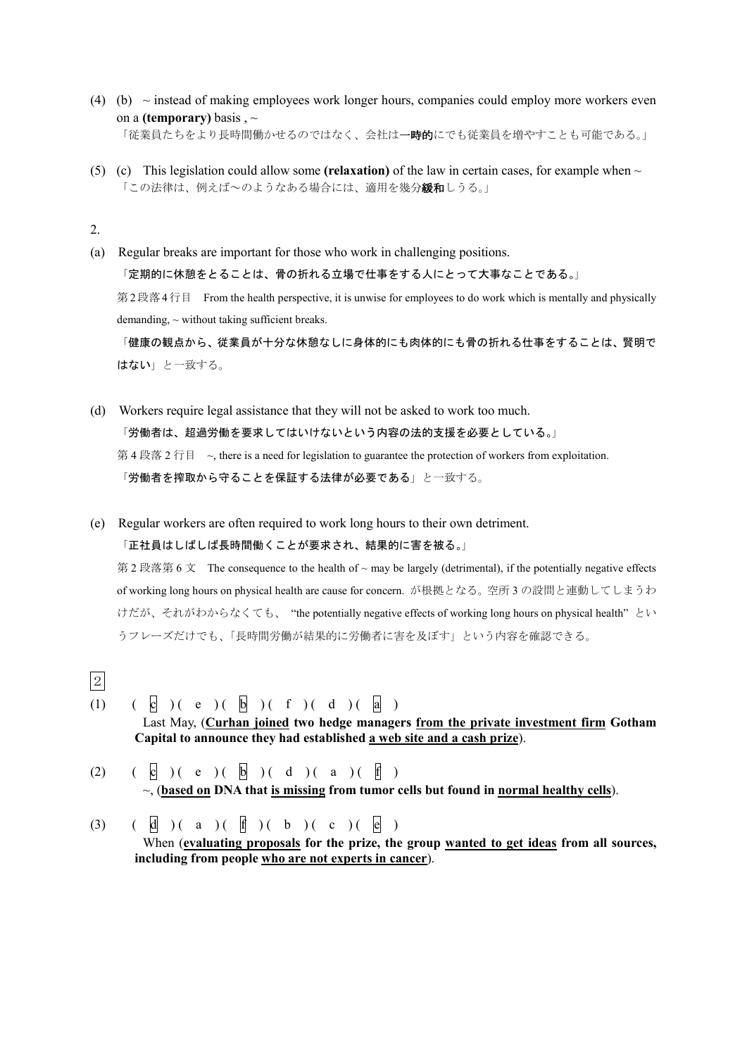(4) (b) ~ instead of making employees work longer hours, companies could employ more workers even on a **(temporary)** basis , ~
「従業員たちをより長時間働かせるのではなく、会社は**一時的**にでも従業員を増やすことも可能である。」

(5) (c) This legislation could allow some **(relaxation)** of the law in certain cases, for example when ~
「この法律は、例えば~のようなある場合には、適用を幾分**緩和**しうる。」

2.

(a) Regular breaks are important for those who work in challenging positions.
**「定期的に休憩をとることは、骨の折れる立場で仕事をする人にとって大事なことである。」**
第2段落4行目 From the health perspective, it is unwise for employees to do work which is mentally and physically demanding, ~ without taking sufficient breaks.
**「健康の観点から、従業員が十分な休憩なしに身体的にも肉体的にも骨の折れる仕事をすることは、賢明ではない」**と一致する。

(d) Workers require legal assistance that they will not be asked to work too much.
**「労働者は、超過労働を要求してはいけないという内容の法的支援を必要としている。」**
第4段落2行目 ~, there is a need for legislation to guarantee the protection of workers from exploitation.
**「労働者を搾取から守ることを保証する法律が必要である」**と一致する。

(e) Regular workers are often required to work long hours to their own detriment.
**「正社員はしばしば長時間働くことが要求され、結果的に害を被る。」**
第2段落第6文 The consequence to the health of ~ may be largely (detrimental), if the potentially negative effects of working long hours on physical health are cause for concern. が根拠となる。空所3の設問と連動してしまうわけだが、それがわからなくても、"the potentially negative effects of working long hours on physical health" というフレーズだけでも、「長時間労働が結果的に労働者に害を及ぼす」という内容を確認できる。

2

(1) ( c )( e )( b )( f )( d )( a )
Last May, (**Curhan joined two hedge managers from the private investment firm Gotham Capital to announce they had established a web site and a cash prize**).

(2) ( c )( e )( b )( d )( a )( f )
~, (**based on DNA that is missing from tumor cells but found in normal healthy cells**).

(3) ( d )( a )( f )( b )( c )( e )
When (**evaluating proposals for the prize, the group wanted to get ideas from all sources, including from people who are not experts in cancer**).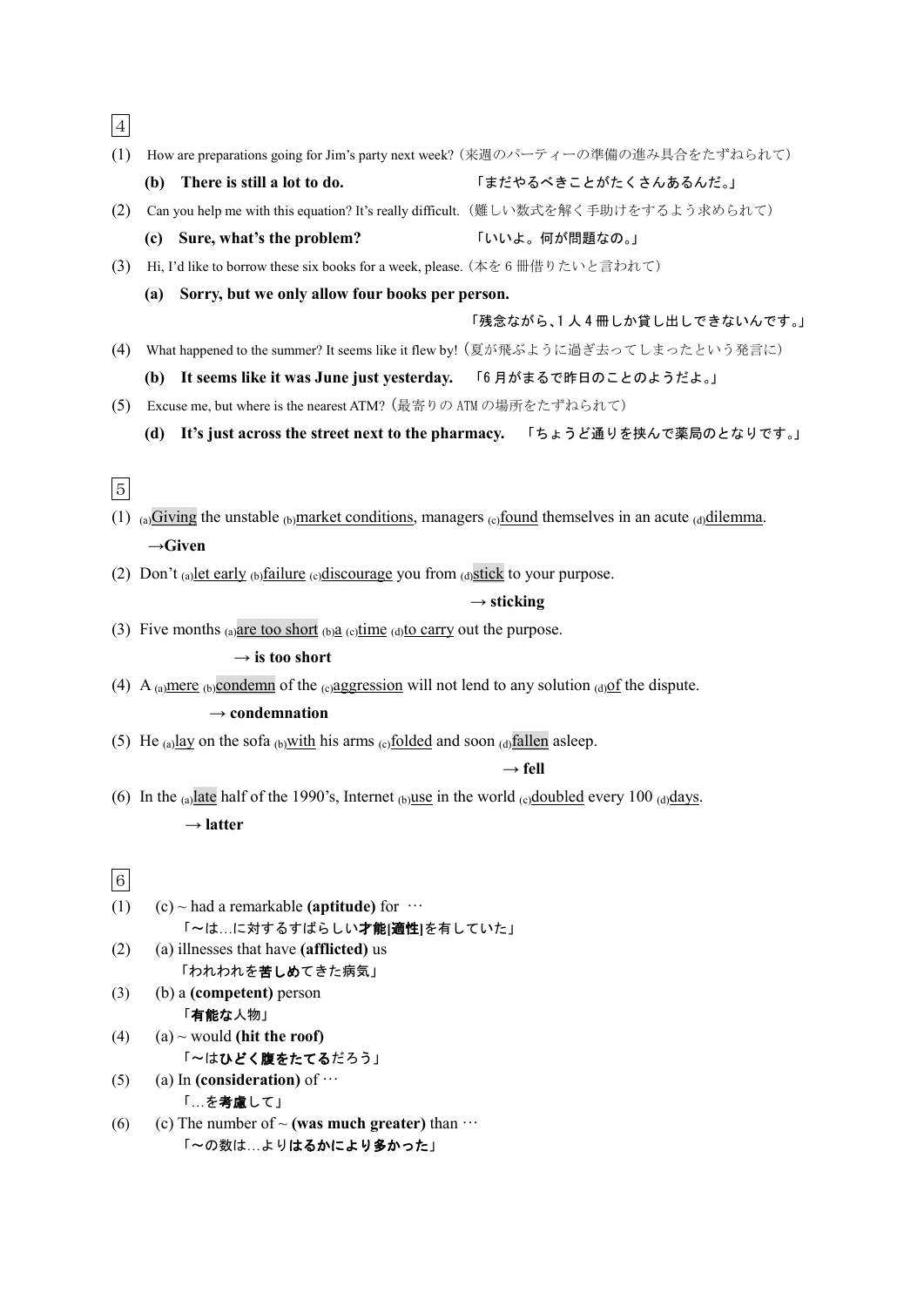4

(1) How are preparations going for Jim's party next week?（来週のパーティーの準備の進み具合をたずねられて）

**(b) There is still a lot to do.** 「まだやるべきことがたくさんあるんだ。」

(2) Can you help me with this equation? It's really difficult.（難しい数式を解く手助けをするよう求められて）

**(c) Sure, what's the problem?** 「いいよ。何が問題なの。」

(3) Hi, I'd like to borrow these six books for a week, please.（本を 6 冊借りたいと言われて）

**(a) Sorry, but we only allow four books per person.**

「残念ながら、1 人 4 冊しか貸し出しできないんです。」

(4) What happened to the summer? It seems like it flew by!（夏が飛ぶように過ぎ去ってしまったという発言に）

**(b) It seems like it was June just yesterday.** 「6 月がまるで昨日のことのようだよ。」

(5) Excuse me, but where is the nearest ATM?（最寄りの ATM の場所をたずねられて）

**(d) It's just across the street next to the pharmacy.** 「ちょうど通りを挟んで薬局のとなりです。」

5

(1) (a)Giving the unstable (b)market conditions, managers (c)found themselves in an acute (d)dilemma.

**→Given**

(2) Don't (a)let early (b)failure (c)discourage you from (d)stick to your purpose.

**→ sticking**

(3) Five months (a)are too short (b)a (c)time (d)to carry out the purpose.

**→ is too short**

(4) A (a)mere (b)condemn of the (c)aggression will not lend to any solution (d)of the dispute.

**→ condemnation**

(5) He (a)lay on the sofa (b)with his arms (c)folded and soon (d)fallen asleep.

**→ fell**

(6) In the (a)late half of the 1990's, Internet (b)use in the world (c)doubled every 100 (d)days.

**→ latter**

6

(1) (c) ~ had a remarkable **(aptitude)** for …
「～は…に対するすばらしい**才能[適性]**を有していた」

(2) (a) illnesses that have **(afflicted)** us
「われわれを**苦しめ**てきた病気」

(3) (b) a **(competent)** person
「**有能な**人物」

(4) (a) ~ would **(hit the roof)**
「～は**ひどく腹をたてる**だろう」

(5) (a) In **(consideration)** of …
「…を**考慮**して」

(6) (c) The number of ~ **(was much greater)** than …
「～の数は…より**はるかにより多かった**」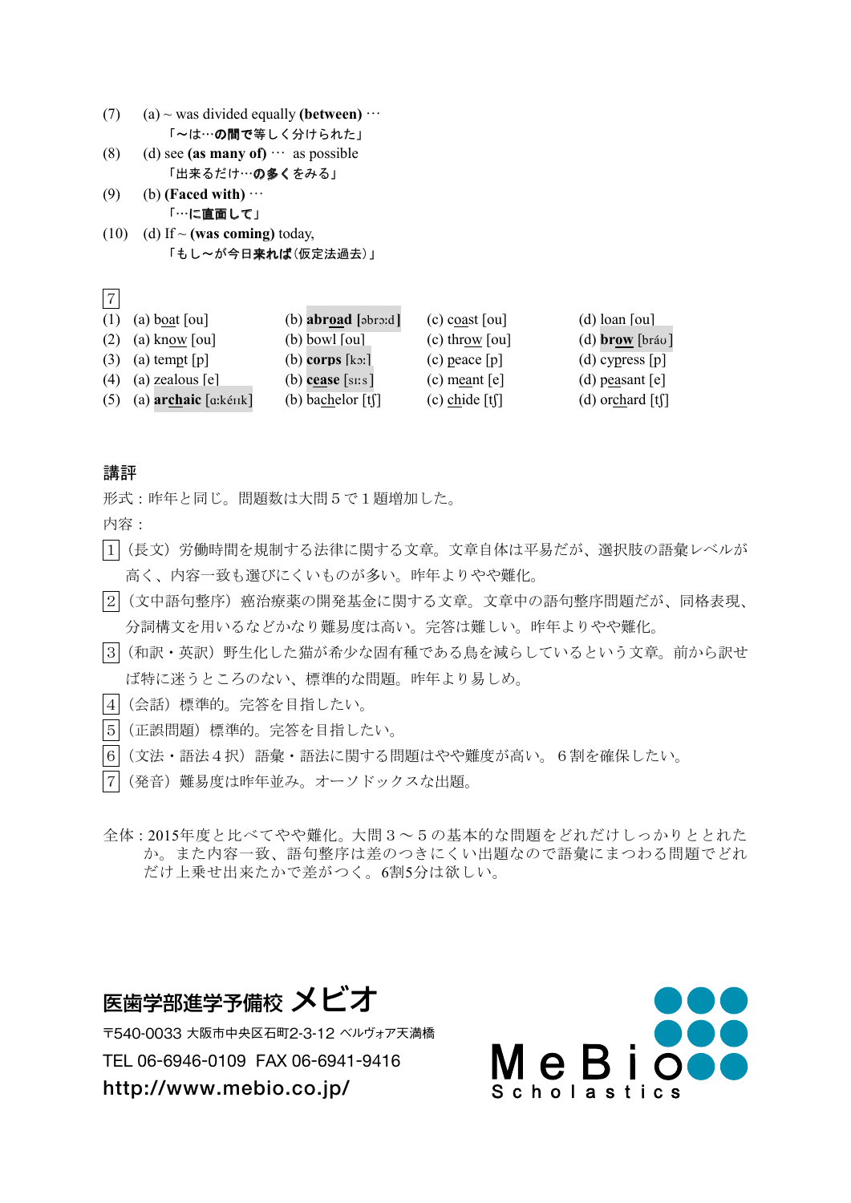(7) (a) ~ was divided equally **(between)** …
「～は…**の間で**等しく分けられた」

(8) (d) see **(as many of)** … as possible
「出来るだけ…**の多く**をみる」

(9) (b) **(Faced with)** …
「…**に直面して**」

(10) (d) If ~ **(was coming)** today,
「もし～が今日**来れば**(仮定法過去)」

7

| | | | | |
|---|---|---|---|---|
| (1) | (a) boat [ou] | (b) **abroad** [əbrɔ́ːd] | (c) coast [ou] | (d) loan [ou] |
| (2) | (a) know [ou] | (b) bowl [ou] | (c) throw [ou] | (d) **brow** [bráu] |
| (3) | (a) tempt [p] | (b) **corps** [kɔː] | (c) peace [p] | (d) cypress [p] |
| (4) | (a) zealous [e] | (b) **cease** [siːs] | (c) meant [e] | (d) peasant [e] |
| (5) | (a) **archaic** [ɑːkéiik] | (b) bachelor [tʃ] | (c) chide [tʃ] | (d) orchard [tʃ] |

## 講評

形式：昨年と同じ。問題数は大問５で１題増加した。

内容：

1 （長文）労働時間を規制する法律に関する文章。文章自体は平易だが、選択肢の語彙レベルが高く、内容一致も選びにくいものが多い。昨年よりやや難化。

2 （文中語句整序）癌治療薬の開発基金に関する文章。文章中の語句整序問題だが、同格表現、分詞構文を用いるなどかなり難易度は高い。完答は難しい。昨年よりやや難化。

3 （和訳・英訳）野生化した猫が希少な固有種である鳥を減らしているという文章。前から訳せば特に迷うところのない、標準的な問題。昨年より易しめ。

4 （会話）標準的。完答を目指したい。

5 （正誤問題）標準的。完答を目指したい。

6 （文法・語法４択）語彙・語法に関する問題はやや難度が高い。６割を確保したい。

7 （発音）難易度は昨年並み。オーソドックスな出題。

全体：2015年度と比べてやや難化。大問３～５の基本的な問題をどれだけしっかりとれたか。また内容一致、語句整序は差のつきにくい出題なので語彙にまつわる問題でどれだけ上乗せ出来たかで差がつく。6割5分は欲しい。

医歯学部進学予備校 メビオ

〒540-0033 大阪市中央区石町2-3-12 ベルヴォア天満橋

TEL 06-6946-0109 FAX 06-6941-9416

http://www.mebio.co.jp/

MeBio Scholastics